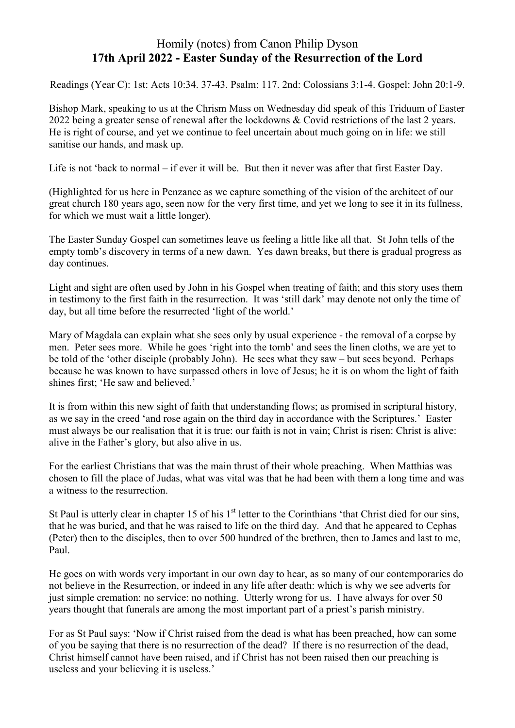# Homily (notes) from Canon Philip Dyson
## 17th April 2022 - Easter Sunday of the Resurrection of the Lord

Readings (Year C): 1st: Acts 10:34. 37-43. Psalm: 117. 2nd: Colossians 3:1-4. Gospel: John 20:1-9.

Bishop Mark, speaking to us at the Chrism Mass on Wednesday did speak of this Triduum of Easter 2022 being a greater sense of renewal after the lockdowns & Covid restrictions of the last 2 years. He is right of course, and yet we continue to feel uncertain about much going on in life: we still sanitise our hands, and mask up.

Life is not 'back to normal – if ever it will be. But then it never was after that first Easter Day.

(Highlighted for us here in Penzance as we capture something of the vision of the architect of our great church 180 years ago, seen now for the very first time, and yet we long to see it in its fullness, for which we must wait a little longer).

The Easter Sunday Gospel can sometimes leave us feeling a little like all that. St John tells of the empty tomb's discovery in terms of a new dawn. Yes dawn breaks, but there is gradual progress as day continues.

Light and sight are often used by John in his Gospel when treating of faith; and this story uses them in testimony to the first faith in the resurrection. It was 'still dark' may denote not only the time of day, but all time before the resurrected 'light of the world.'

Mary of Magdala can explain what she sees only by usual experience - the removal of a corpse by men. Peter sees more. While he goes 'right into the tomb' and sees the linen cloths, we are yet to be told of the 'other disciple (probably John). He sees what they saw – but sees beyond. Perhaps because he was known to have surpassed others in love of Jesus; he it is on whom the light of faith shines first; 'He saw and believed.'

It is from within this new sight of faith that understanding flows; as promised in scriptural history, as we say in the creed 'and rose again on the third day in accordance with the Scriptures.' Easter must always be our realisation that it is true: our faith is not in vain; Christ is risen: Christ is alive: alive in the Father's glory, but also alive in us.

For the earliest Christians that was the main thrust of their whole preaching. When Matthias was chosen to fill the place of Judas, what was vital was that he had been with them a long time and was a witness to the resurrection.

St Paul is utterly clear in chapter 15 of his 1st letter to the Corinthians 'that Christ died for our sins, that he was buried, and that he was raised to life on the third day. And that he appeared to Cephas (Peter) then to the disciples, then to over 500 hundred of the brethren, then to James and last to me, Paul.

He goes on with words very important in our own day to hear, as so many of our contemporaries do not believe in the Resurrection, or indeed in any life after death: which is why we see adverts for just simple cremation: no service: no nothing. Utterly wrong for us. I have always for over 50 years thought that funerals are among the most important part of a priest's parish ministry.

For as St Paul says: 'Now if Christ raised from the dead is what has been preached, how can some of you be saying that there is no resurrection of the dead? If there is no resurrection of the dead, Christ himself cannot have been raised, and if Christ has not been raised then our preaching is useless and your believing it is useless.'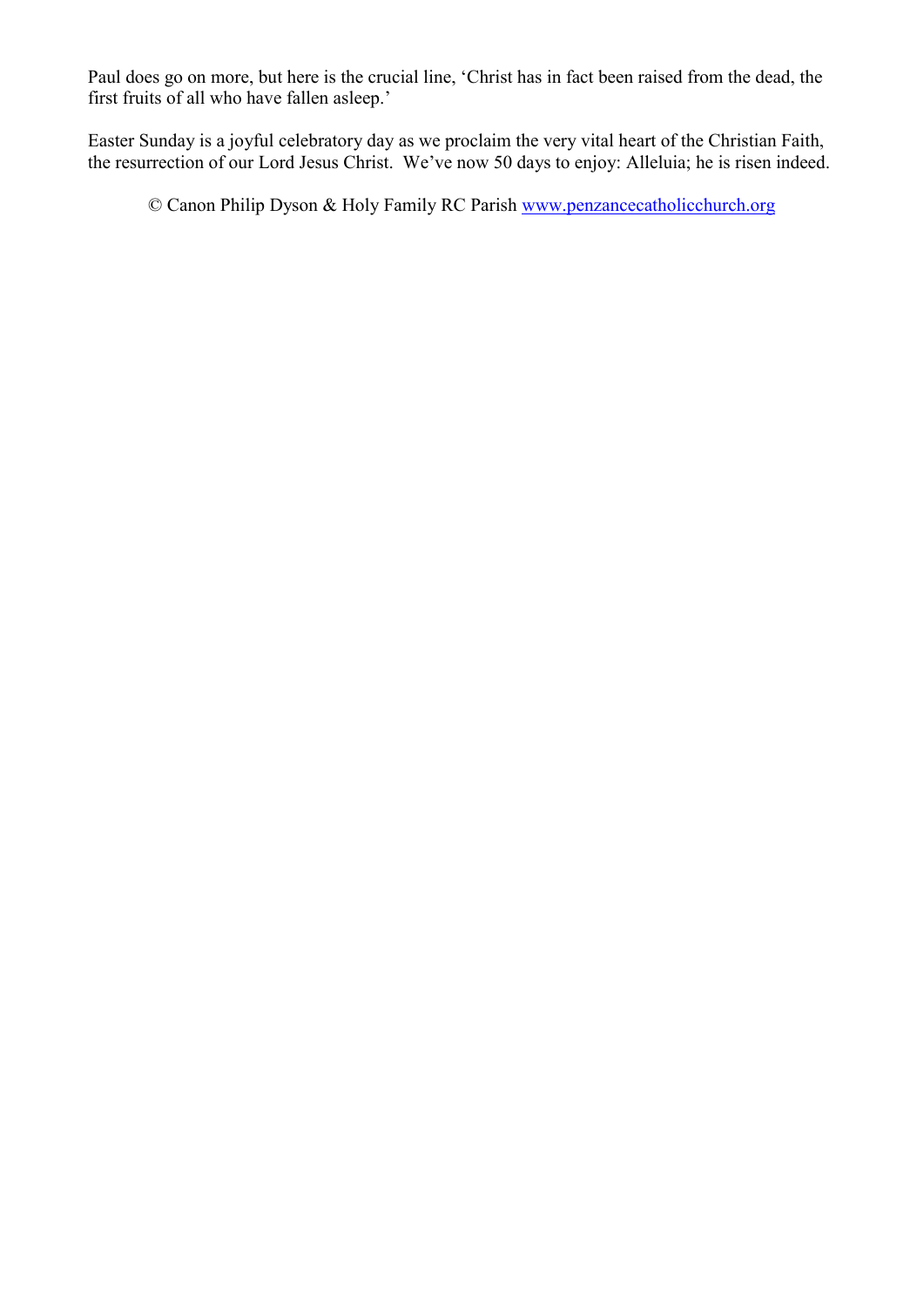Paul does go on more, but here is the crucial line, 'Christ has in fact been raised from the dead, the first fruits of all who have fallen asleep.'

Easter Sunday is a joyful celebratory day as we proclaim the very vital heart of the Christian Faith, the resurrection of our Lord Jesus Christ. We've now 50 days to enjoy: Alleluia; he is risen indeed.

© Canon Philip Dyson & Holy Family RC Parish [www.penzancecatholicchurch.org](http://www.penzancecatholicchurch.org)